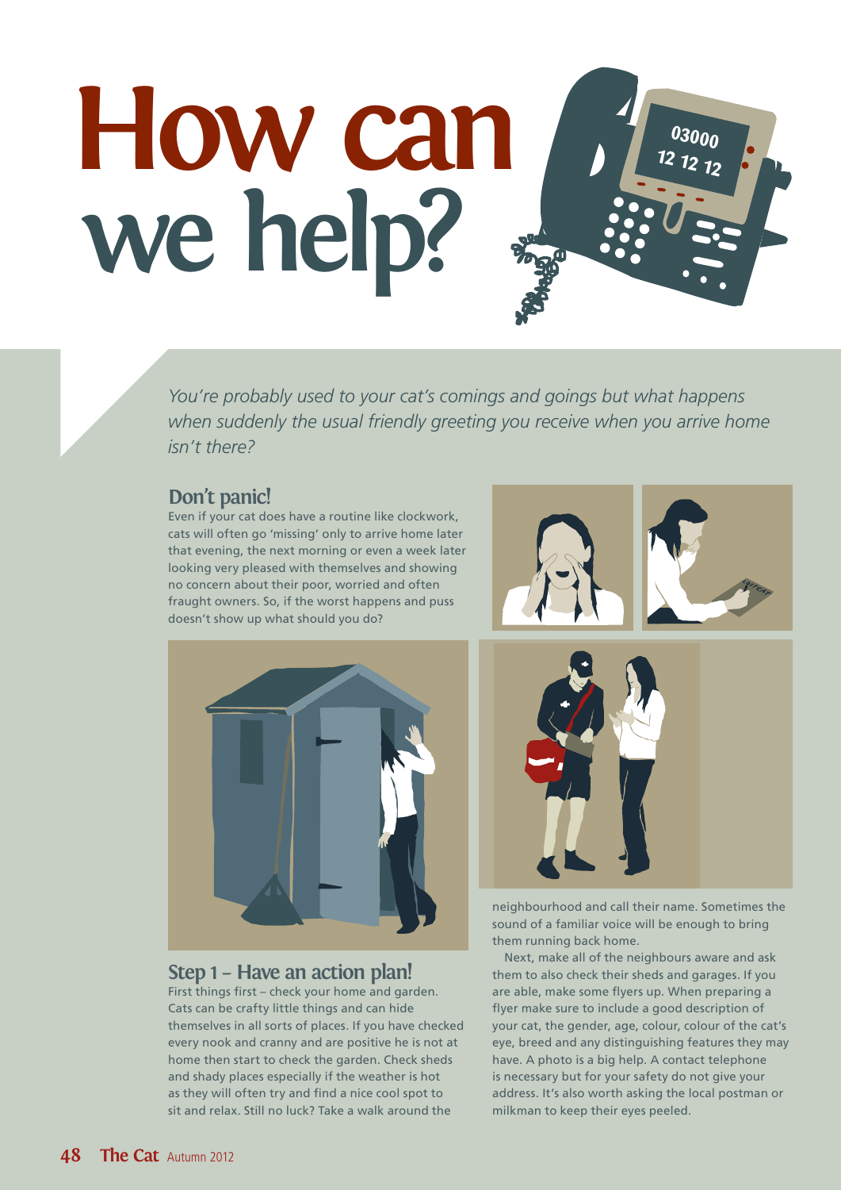# How can we help?

*You're probably used to your cat's comings and goings but what happens when suddenly the usual friendly greeting you receive when you arrive home isn't there?*

## Don't panic!

Even if your cat does have a routine like clockwork, cats will often go 'missing' only to arrive home later that evening, the next morning or even a week later looking very pleased with themselves and showing no concern about their poor, worried and often fraught owners. So, if the worst happens and puss doesn't show up what should you do?

## Step 1 – Have an action plan!

First things first – check your home and garden. Cats can be crafty little things and can hide themselves in all sorts of places. If you have checked every nook and cranny and are positive he is not at home then start to check the garden. Check sheds and shady places especially if the weather is hot as they will often try and find a nice cool spot to sit and relax. Still no luck? Take a walk around the neighbourhood and call their name. Sometimes the sound of a familiar voice will be enough to bring them running back home.

Next, make all of the neighbours aware and ask them to also check their sheds and garages. If you are able, make some flyers up. When preparing a flyer make sure to include a good description of your cat, the gender, age, colour, colour of the cat's eye, breed and any distinguishing features they may have. A photo is a big help. A contact telephone is necessary but for your safety do not give your address. It's also worth asking the local postman or milkman to keep their eyes peeled.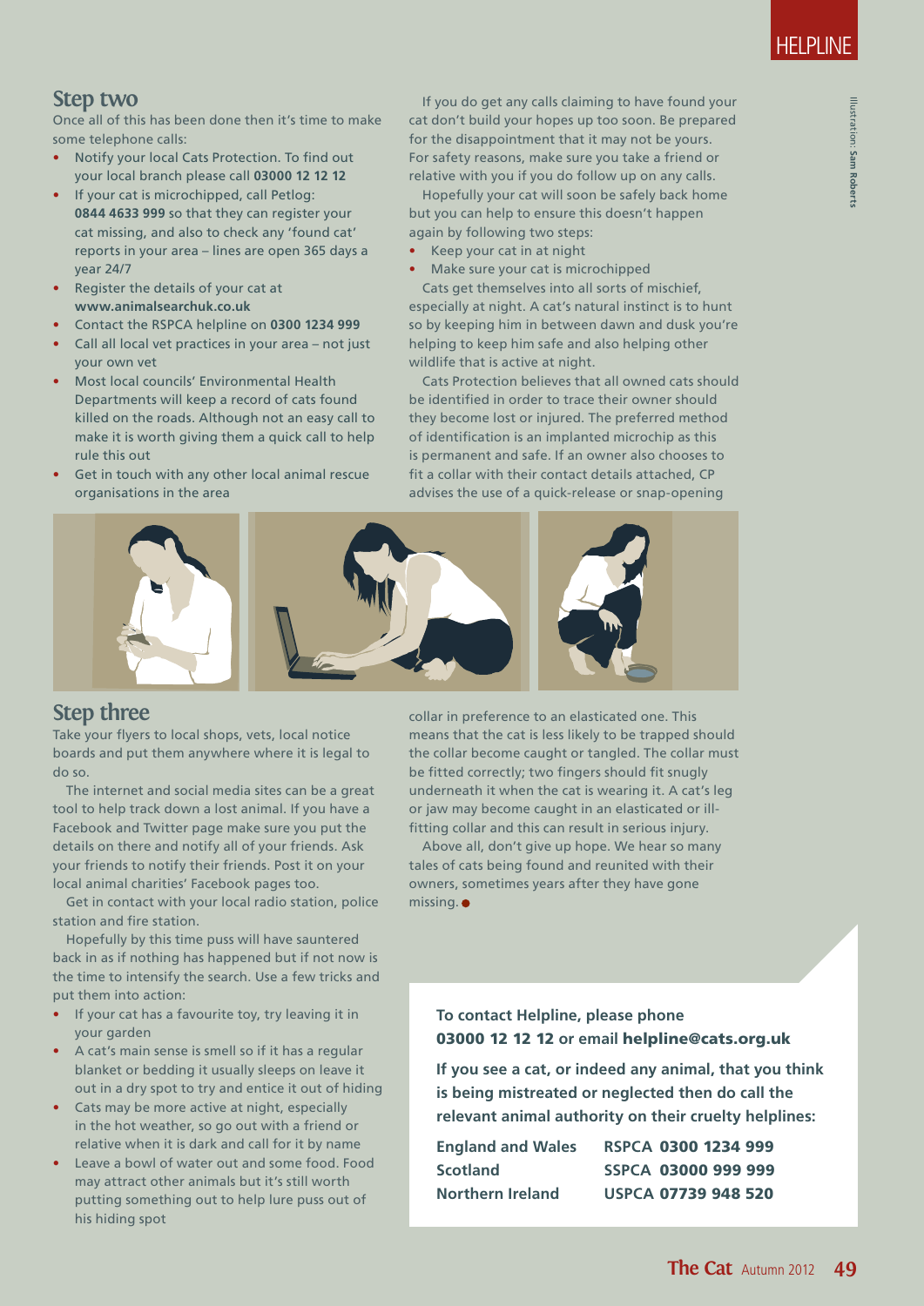## Step two

Once all of this has been done then it's time to make some telephone calls:

- Notify your local Cats Protection. To find out your local branch please call **03000 12 12 12**
- If your cat is microchipped, call Petlog: **0844 4633 999** so that they can register your cat missing, and also to check any 'found cat' reports in your area – lines are open 365 days a year 24/7
- Register the details of your cat at **www.animalsearchuk.co.uk**
- Contact the RSPCA helpline on **0300 1234 999**
- Call all local vet practices in your area – not just your own vet
- Most local councils' Environmental Health Departments will keep a record of cats found killed on the roads. Although not an easy call to make it is worth giving them a quick call to help rule this out
- Get in touch with any other local animal rescue organisations in the area

If you do get any calls claiming to have found your cat don't build your hopes up too soon. Be prepared for the disappointment that it may not be yours. For safety reasons, make sure you take a friend or relative with you if you do follow up on any calls.

Hopefully your cat will soon be safely back home but you can help to ensure this doesn't happen again by following two steps:

- Keep your cat in at night
- Make sure your cat is microchipped

Cats get themselves into all sorts of mischief, especially at night. A cat's natural instinct is to hunt so by keeping him in between dawn and dusk you're helping to keep him safe and also helping other wildlife that is active at night.

Cats Protection believes that all owned cats should be identified in order to trace their owner should they become lost or injured. The preferred method of identification is an implanted microchip as this is permanent and safe. If an owner also chooses to fit a collar with their contact details attached, CP advises the use of a quick-release or snap-opening collar in preference to an elasticated one. This means that the cat is less likely to be trapped should the collar become caught or tangled. The collar must be fitted correctly; two fingers should fit snugly underneath it when the cat is wearing it. A cat's leg or jaw may become caught in an elasticated or ill-fitting collar and this can result in serious injury.

Above all, don't give up hope. We hear so many tales of cats being found and reunited with their owners, sometimes years after they have gone missing. ●

## Step three

Take your flyers to local shops, vets, local notice boards and put them anywhere where it is legal to do so.

The internet and social media sites can be a great tool to help track down a lost animal. If you have a Facebook and Twitter page make sure you put the details on there and notify all of your friends. Ask your friends to notify their friends. Post it on your local animal charities' Facebook pages too.

Get in contact with your local radio station, police station and fire station.

Hopefully by this time puss will have sauntered back in as if nothing has happened but if not now is the time to intensify the search. Use a few tricks and put them into action:

- If your cat has a favourite toy, try leaving it in your garden
- A cat's main sense is smell so if it has a regular blanket or bedding it usually sleeps on leave it out in a dry spot to try and entice it out of hiding
- Cats may be more active at night, especially in the hot weather, so go out with a friend or relative when it is dark and call for it by name
- Leave a bowl of water out and some food. Food may attract other animals but it's still worth putting something out to help lure puss out of his hiding spot

Illustration: **Sam Roberts**

**To contact Helpline, please phone 03000 12 12 12 or email helpline@cats.org.uk**

**If you see a cat, or indeed any animal, that you think is being mistreated or neglected then do call the relevant animal authority on their cruelty helplines:**

| | |
|---|---|
| **England and Wales** | **RSPCA 0300 1234 999** |
| **Scotland** | **SSPCA 03000 999 999** |
| **Northern Ireland** | **USPCA 07739 948 520** |